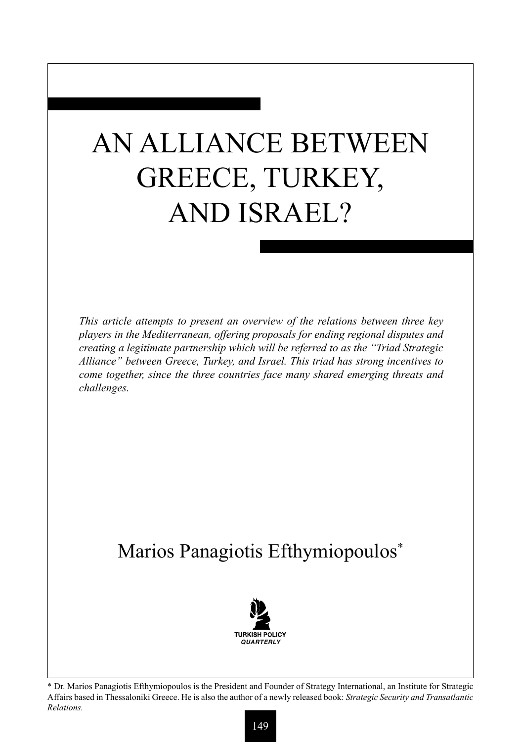# AN ALLIANCE BETWEEN GREECE, TURKEY, AND ISRAEL?

*This article attempts to present an overview of the relations between three key players in the Mediterranean, offering proposals for ending regional disputes and creating a legitimate partnership which will be referred to as the "Triad Strategic Alliance" between Greece, Turkey, and Israel. This triad has strong incentives to come together, since the three countries face many shared emerging threats and challenges.*

Marios Panagiotis Efthymiopoulos*

TURKISH POLICY QUARTERLY

\* Dr. Marios Panagiotis Efthymiopoulos is the President and Founder of Strategy International, an Institute for Strategic Affairs based in Thessaloniki Greece. He is also the author of a newly released book: *Strategic Security and Transatlantic Relations.*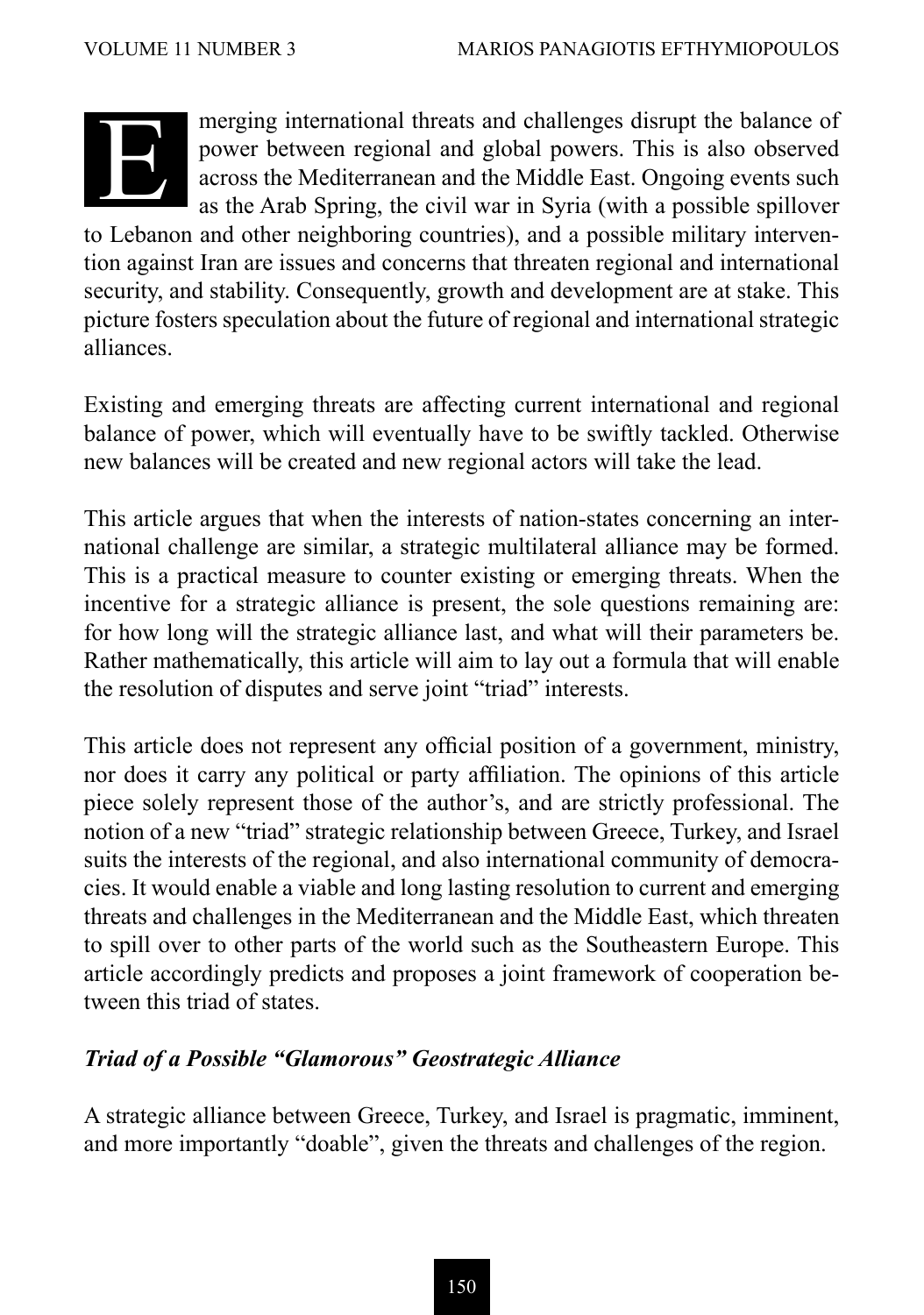Emerging international threats and challenges disrupt the balance of power between regional and global powers. This is also observed across the Mediterranean and the Middle East. Ongoing events such as the Arab Spring, the civil war in Syria (with a possible spillover to Lebanon and other neighboring countries), and a possible military intervention against Iran are issues and concerns that threaten regional and international security, and stability. Consequently, growth and development are at stake. This picture fosters speculation about the future of regional and international strategic alliances.

Existing and emerging threats are affecting current international and regional balance of power, which will eventually have to be swiftly tackled. Otherwise new balances will be created and new regional actors will take the lead.

This article argues that when the interests of nation-states concerning an international challenge are similar, a strategic multilateral alliance may be formed. This is a practical measure to counter existing or emerging threats. When the incentive for a strategic alliance is present, the sole questions remaining are: for how long will the strategic alliance last, and what will their parameters be. Rather mathematically, this article will aim to lay out a formula that will enable the resolution of disputes and serve joint "triad" interests.

This article does not represent any official position of a government, ministry, nor does it carry any political or party affiliation. The opinions of this article piece solely represent those of the author's, and are strictly professional. The notion of a new "triad" strategic relationship between Greece, Turkey, and Israel suits the interests of the regional, and also international community of democracies. It would enable a viable and long lasting resolution to current and emerging threats and challenges in the Mediterranean and the Middle East, which threaten to spill over to other parts of the world such as the Southeastern Europe. This article accordingly predicts and proposes a joint framework of cooperation between this triad of states.

### *Triad of a Possible "Glamorous" Geostrategic Alliance*

A strategic alliance between Greece, Turkey, and Israel is pragmatic, imminent, and more importantly "doable", given the threats and challenges of the region.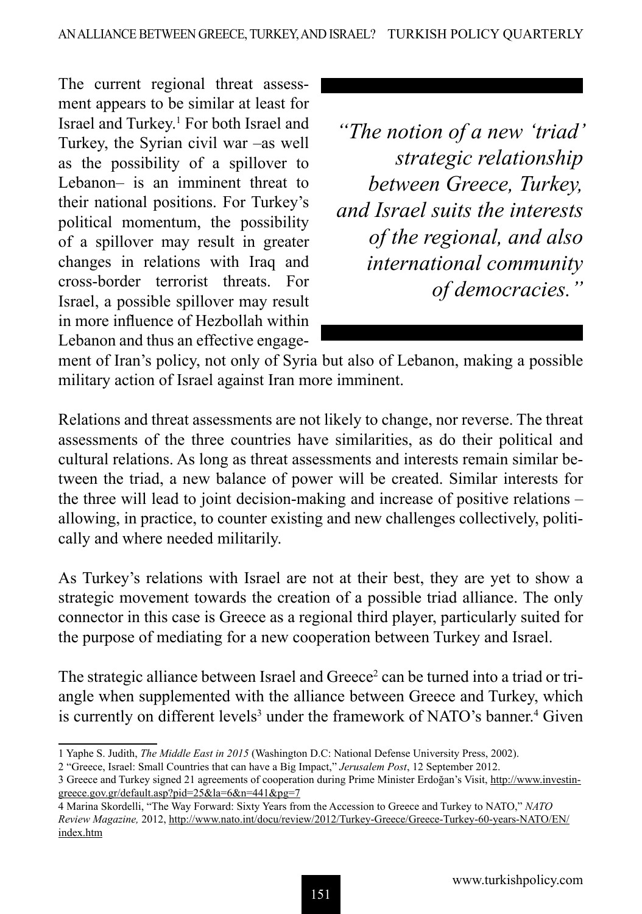The current regional threat assessment appears to be similar at least for Israel and Turkey.[1] For both Israel and Turkey, the Syrian civil war –as well as the possibility of a spillover to Lebanon– is an imminent threat to their national positions. For Turkey's political momentum, the possibility of a spillover may result in greater changes in relations with Iraq and cross-border terrorist threats. For Israel, a possible spillover may result in more influence of Hezbollah within Lebanon and thus an effective engagement of Iran's policy, not only of Syria but also of Lebanon, making a possible military action of Israel against Iran more imminent.

> *"The notion of a new 'triad' strategic relationship between Greece, Turkey, and Israel suits the interests of the regional, and also international community of democracies."*

Relations and threat assessments are not likely to change, nor reverse. The threat assessments of the three countries have similarities, as do their political and cultural relations. As long as threat assessments and interests remain similar between the triad, a new balance of power will be created. Similar interests for the three will lead to joint decision-making and increase of positive relations – allowing, in practice, to counter existing and new challenges collectively, politically and where needed militarily.

As Turkey's relations with Israel are not at their best, they are yet to show a strategic movement towards the creation of a possible triad alliance. The only connector in this case is Greece as a regional third player, particularly suited for the purpose of mediating for a new cooperation between Turkey and Israel.

The strategic alliance between Israel and Greece[2] can be turned into a triad or triangle when supplemented with the alliance between Greece and Turkey, which is currently on different levels[3] under the framework of NATO's banner.[4] Given

---

1 Yaphe S. Judith, *The Middle East in 2015* (Washington D.C: National Defense University Press, 2002).

2 "Greece, Israel: Small Countries that can have a Big Impact," *Jerusalem Post*, 12 September 2012.

3 Greece and Turkey signed 21 agreements of cooperation during Prime Minister Erdoğan's Visit, http://www.investin-greece.gov.gr/default.asp?pid=25&la=6&n=441&pg=7

4 Marina Skordelli, "The Way Forward: Sixty Years from the Accession to Greece and Turkey to NATO," *NATO Review Magazine,* 2012, http://www.nato.int/docu/review/2012/Turkey-Greece/Greece-Turkey-60-years-NATO/EN/index.htm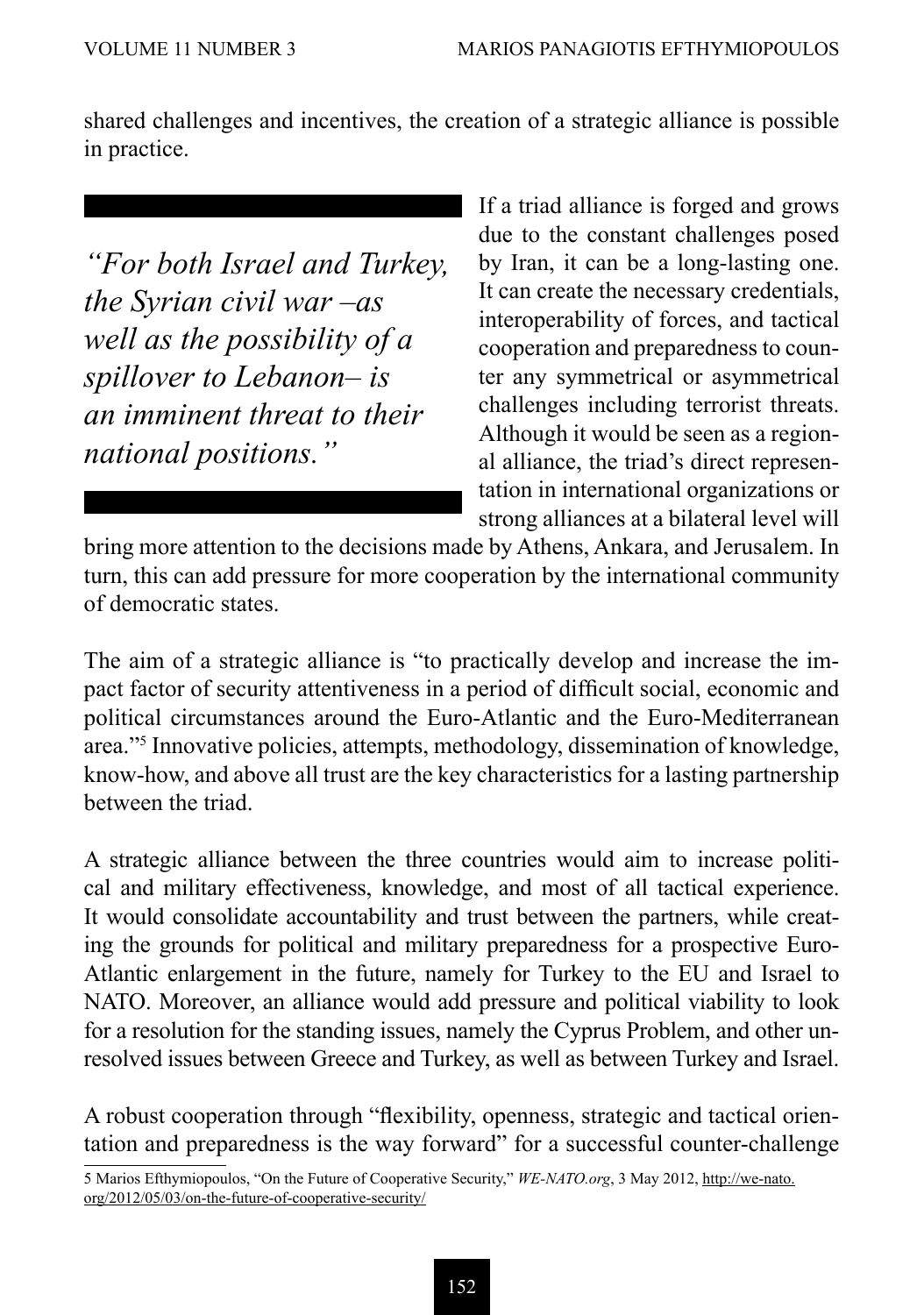shared challenges and incentives, the creation of a strategic alliance is possible in practice.

> *"For both Israel and Turkey, the Syrian civil war –as well as the possibility of a spillover to Lebanon– is an imminent threat to their national positions."*

If a triad alliance is forged and grows due to the constant challenges posed by Iran, it can be a long-lasting one. It can create the necessary credentials, interoperability of forces, and tactical cooperation and preparedness to counter any symmetrical or asymmetrical challenges including terrorist threats. Although it would be seen as a regional alliance, the triad's direct representation in international organizations or strong alliances at a bilateral level will bring more attention to the decisions made by Athens, Ankara, and Jerusalem. In turn, this can add pressure for more cooperation by the international community of democratic states.

The aim of a strategic alliance is "to practically develop and increase the impact factor of security attentiveness in a period of difficult social, economic and political circumstances around the Euro-Atlantic and the Euro-Mediterranean area."[5] Innovative policies, attempts, methodology, dissemination of knowledge, know-how, and above all trust are the key characteristics for a lasting partnership between the triad.

A strategic alliance between the three countries would aim to increase political and military effectiveness, knowledge, and most of all tactical experience. It would consolidate accountability and trust between the partners, while creating the grounds for political and military preparedness for a prospective Euro-Atlantic enlargement in the future, namely for Turkey to the EU and Israel to NATO. Moreover, an alliance would add pressure and political viability to look for a resolution for the standing issues, namely the Cyprus Problem, and other unresolved issues between Greece and Turkey, as well as between Turkey and Israel.

A robust cooperation through "flexibility, openness, strategic and tactical orientation and preparedness is the way forward" for a successful counter-challenge

5 Marios Efthymiopoulos, "On the Future of Cooperative Security," *WE-NATO.org*, 3 May 2012, http://we-nato.org/2012/05/03/on-the-future-of-cooperative-security/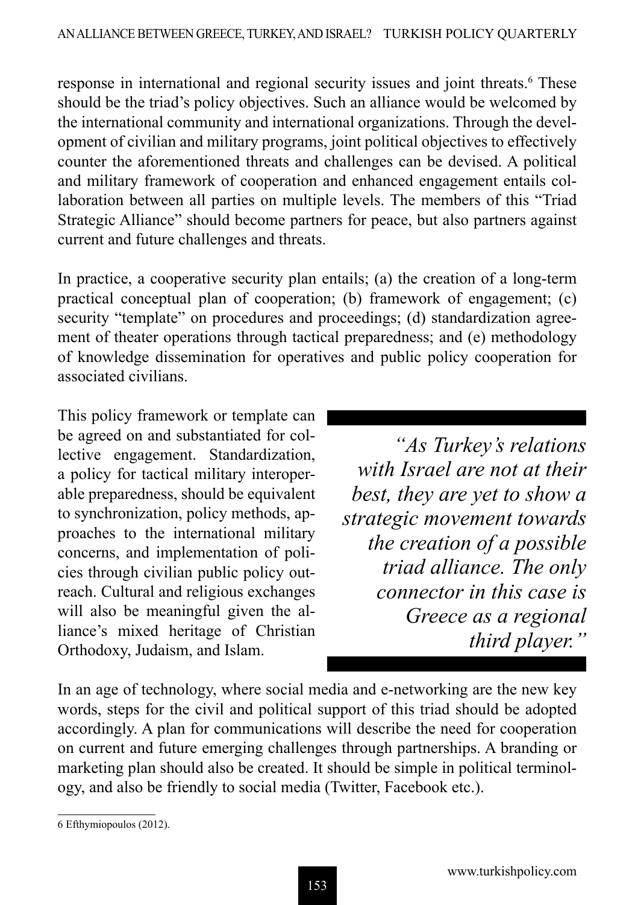response in international and regional security issues and joint threats.[6] These should be the triad's policy objectives. Such an alliance would be welcomed by the international community and international organizations. Through the development of civilian and military programs, joint political objectives to effectively counter the aforementioned threats and challenges can be devised. A political and military framework of cooperation and enhanced engagement entails collaboration between all parties on multiple levels. The members of this "Triad Strategic Alliance" should become partners for peace, but also partners against current and future challenges and threats.

In practice, a cooperative security plan entails; (a) the creation of a long-term practical conceptual plan of cooperation; (b) framework of engagement; (c) security "template" on procedures and proceedings; (d) standardization agreement of theater operations through tactical preparedness; and (e) methodology of knowledge dissemination for operatives and public policy cooperation for associated civilians.

This policy framework or template can be agreed on and substantiated for collective engagement. Standardization, a policy for tactical military interoperable preparedness, should be equivalent to synchronization, policy methods, approaches to the international military concerns, and implementation of policies through civilian public policy outreach. Cultural and religious exchanges will also be meaningful given the alliance's mixed heritage of Christian Orthodoxy, Judaism, and Islam.

> *"As Turkey's relations with Israel are not at their best, they are yet to show a strategic movement towards the creation of a possible triad alliance. The only connector in this case is Greece as a regional third player."*

In an age of technology, where social media and e-networking are the new key words, steps for the civil and political support of this triad should be adopted accordingly. A plan for communications will describe the need for cooperation on current and future emerging challenges through partnerships. A branding or marketing plan should also be created. It should be simple in political terminology, and also be friendly to social media (Twitter, Facebook etc.).

---

6 Efthymiopoulos (2012).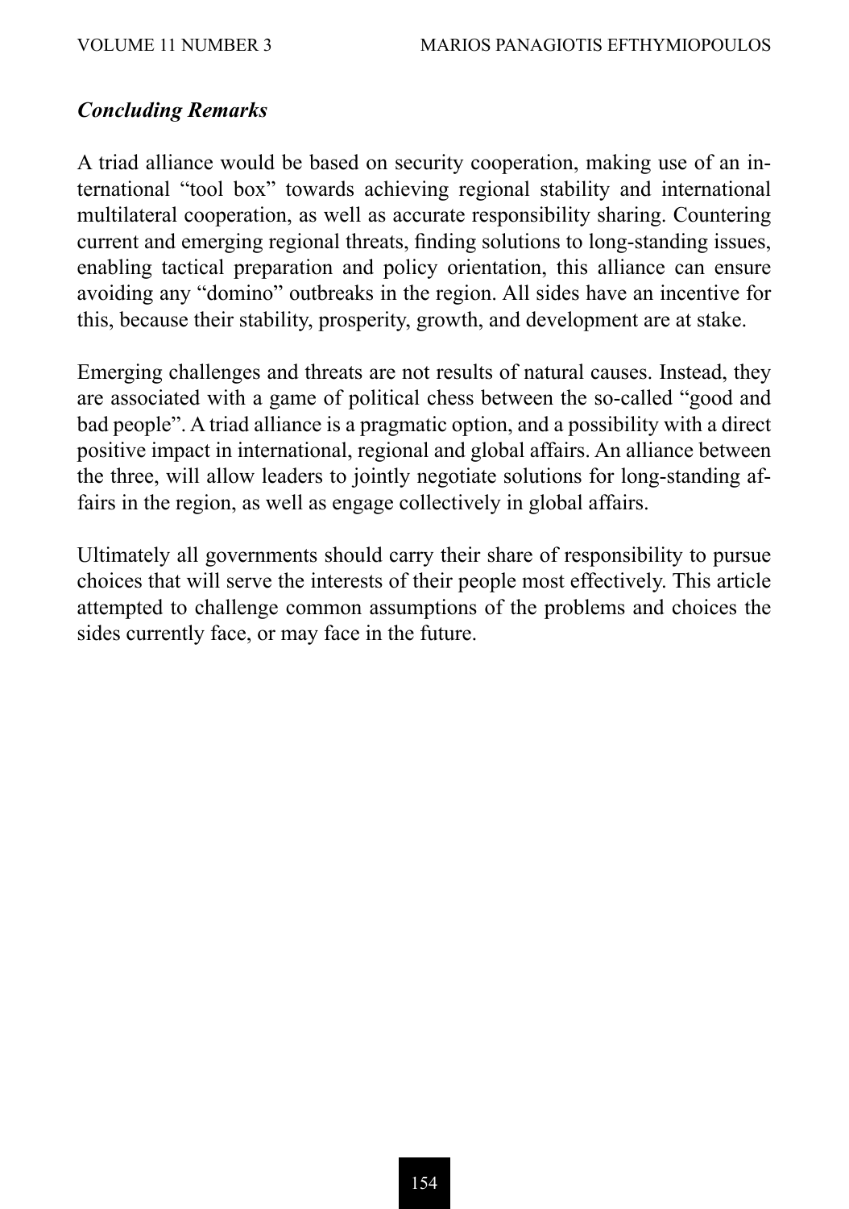### *Concluding Remarks*

A triad alliance would be based on security cooperation, making use of an international "tool box" towards achieving regional stability and international multilateral cooperation, as well as accurate responsibility sharing. Countering current and emerging regional threats, finding solutions to long-standing issues, enabling tactical preparation and policy orientation, this alliance can ensure avoiding any "domino" outbreaks in the region. All sides have an incentive for this, because their stability, prosperity, growth, and development are at stake.

Emerging challenges and threats are not results of natural causes. Instead, they are associated with a game of political chess between the so-called "good and bad people". A triad alliance is a pragmatic option, and a possibility with a direct positive impact in international, regional and global affairs. An alliance between the three, will allow leaders to jointly negotiate solutions for long-standing affairs in the region, as well as engage collectively in global affairs.

Ultimately all governments should carry their share of responsibility to pursue choices that will serve the interests of their people most effectively. This article attempted to challenge common assumptions of the problems and choices the sides currently face, or may face in the future.